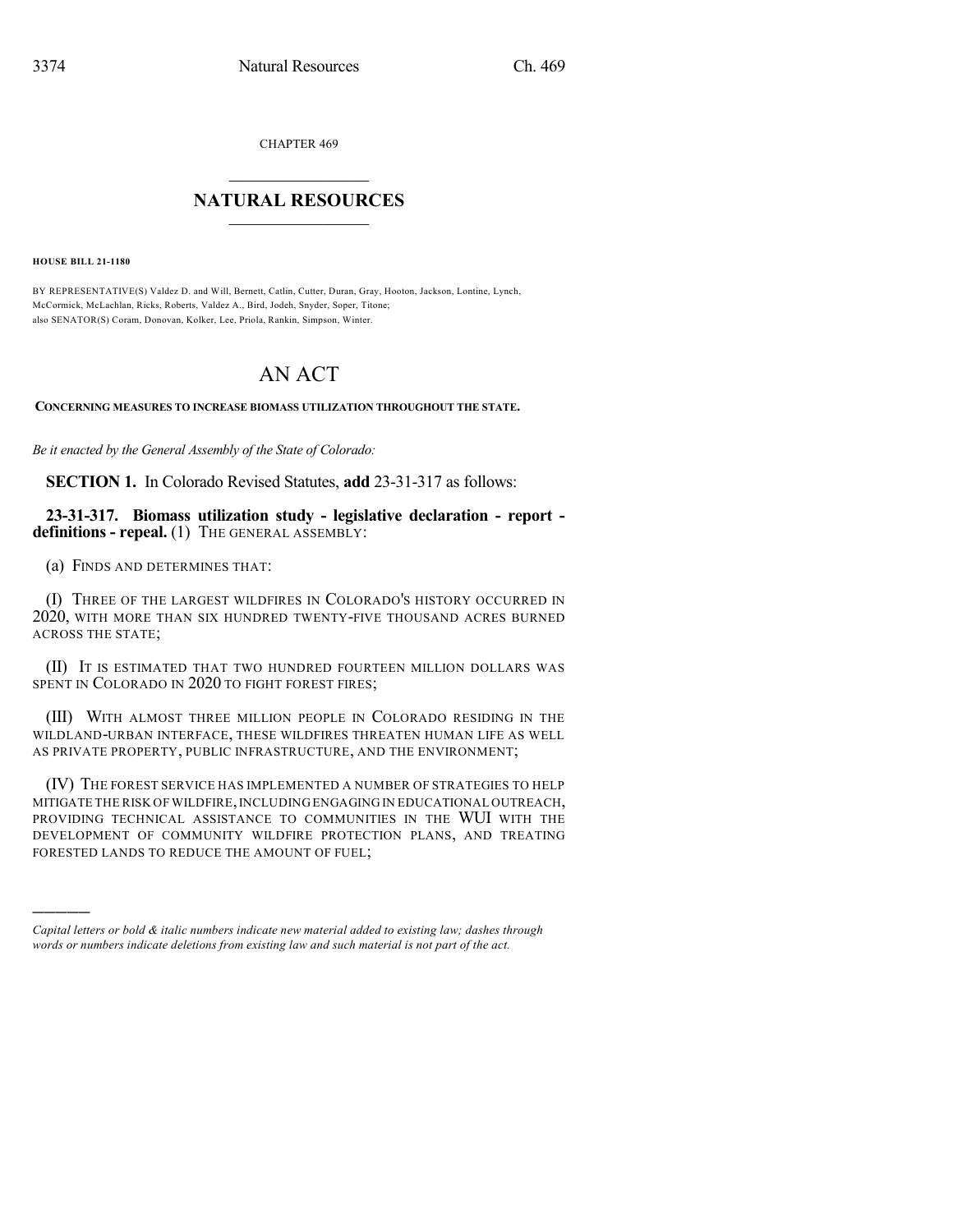CHAPTER 469

# NATURAL RESOURCES

**HOUSE BILL 21-1180**

BY REPRESENTATIVE(S) Valdez D. and Will, Bernett, Catlin, Cutter, Duran, Gray, Hooton, Jackson, Lontine, Lynch, McCormick, McLachlan, Ricks, Roberts, Valdez A., Bird, Jodeh, Snyder, Soper, Titone;
also SENATOR(S) Coram, Donovan, Kolker, Lee, Priola, Rankin, Simpson, Winter.

# AN ACT

**CONCERNING MEASURES TO INCREASE BIOMASS UTILIZATION THROUGHOUT THE STATE.**

*Be it enacted by the General Assembly of the State of Colorado:*

**SECTION 1.** In Colorado Revised Statutes, **add** 23-31-317 as follows:

**23-31-317. Biomass utilization study - legislative declaration - report - definitions - repeal.** (1) THE GENERAL ASSEMBLY:

(a) FINDS AND DETERMINES THAT:

(I) THREE OF THE LARGEST WILDFIRES IN COLORADO'S HISTORY OCCURRED IN 2020, WITH MORE THAN SIX HUNDRED TWENTY-FIVE THOUSAND ACRES BURNED ACROSS THE STATE;

(II) IT IS ESTIMATED THAT TWO HUNDRED FOURTEEN MILLION DOLLARS WAS SPENT IN COLORADO IN 2020 TO FIGHT FOREST FIRES;

(III) WITH ALMOST THREE MILLION PEOPLE IN COLORADO RESIDING IN THE WILDLAND-URBAN INTERFACE, THESE WILDFIRES THREATEN HUMAN LIFE AS WELL AS PRIVATE PROPERTY, PUBLIC INFRASTRUCTURE, AND THE ENVIRONMENT;

(IV) THE FOREST SERVICE HAS IMPLEMENTED A NUMBER OF STRATEGIES TO HELP MITIGATE THE RISK OF WILDFIRE, INCLUDING ENGAGING IN EDUCATIONAL OUTREACH, PROVIDING TECHNICAL ASSISTANCE TO COMMUNITIES IN THE WUI WITH THE DEVELOPMENT OF COMMUNITY WILDFIRE PROTECTION PLANS, AND TREATING FORESTED LANDS TO REDUCE THE AMOUNT OF FUEL;

---

*Capital letters or bold & italic numbers indicate new material added to existing law; dashes through words or numbers indicate deletions from existing law and such material is not part of the act.*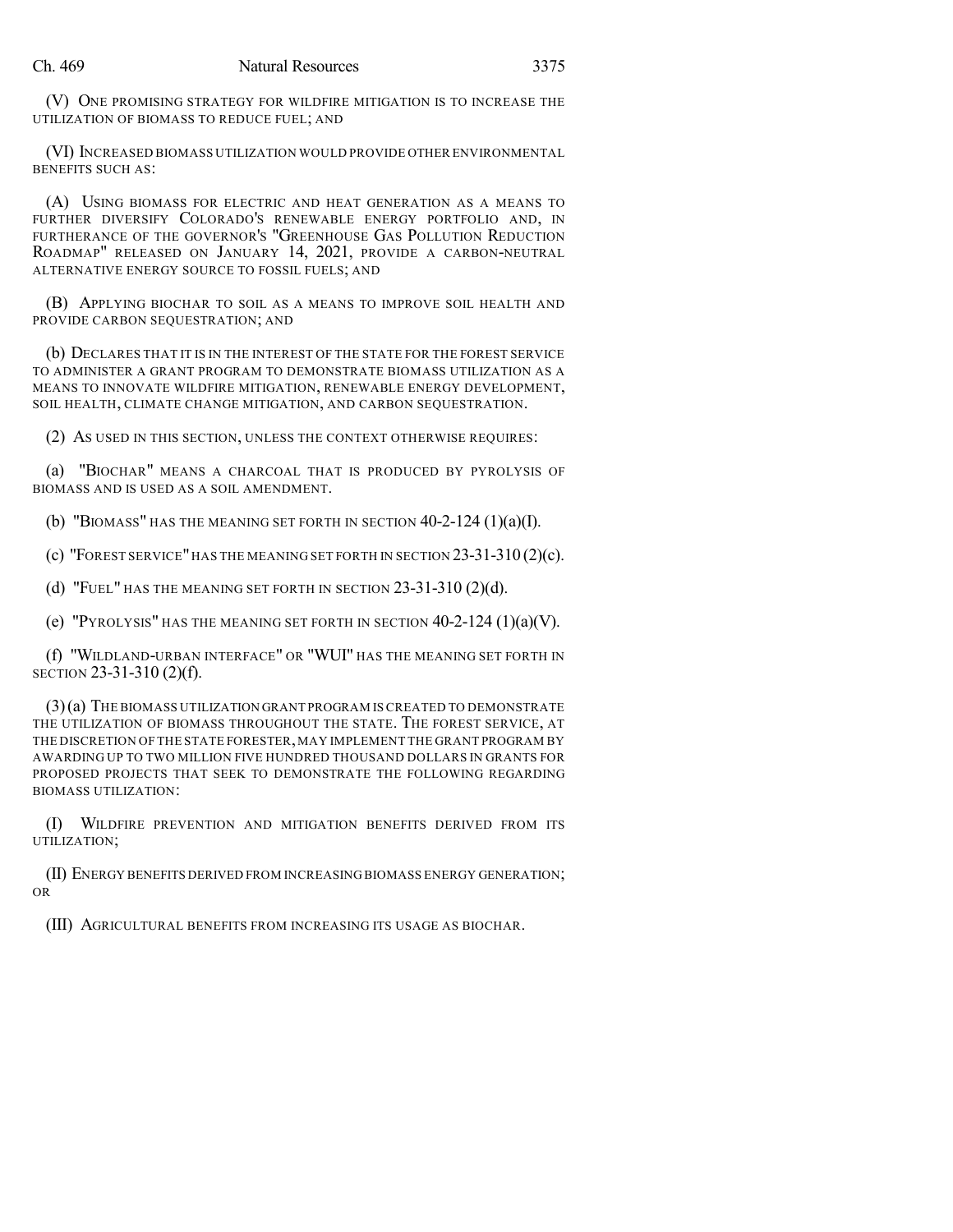(V) ONE PROMISING STRATEGY FOR WILDFIRE MITIGATION IS TO INCREASE THE UTILIZATION OF BIOMASS TO REDUCE FUEL; AND

(VI) INCREASED BIOMASS UTILIZATION WOULD PROVIDE OTHER ENVIRONMENTAL BENEFITS SUCH AS:

(A) USING BIOMASS FOR ELECTRIC AND HEAT GENERATION AS A MEANS TO FURTHER DIVERSIFY COLORADO'S RENEWABLE ENERGY PORTFOLIO AND, IN FURTHERANCE OF THE GOVERNOR'S "GREENHOUSE GAS POLLUTION REDUCTION ROADMAP" RELEASED ON JANUARY 14, 2021, PROVIDE A CARBON-NEUTRAL ALTERNATIVE ENERGY SOURCE TO FOSSIL FUELS; AND

(B) APPLYING BIOCHAR TO SOIL AS A MEANS TO IMPROVE SOIL HEALTH AND PROVIDE CARBON SEQUESTRATION; AND

(b) DECLARES THAT IT IS IN THE INTEREST OF THE STATE FOR THE FOREST SERVICE TO ADMINISTER A GRANT PROGRAM TO DEMONSTRATE BIOMASS UTILIZATION AS A MEANS TO INNOVATE WILDFIRE MITIGATION, RENEWABLE ENERGY DEVELOPMENT, SOIL HEALTH, CLIMATE CHANGE MITIGATION, AND CARBON SEQUESTRATION.

(2) AS USED IN THIS SECTION, UNLESS THE CONTEXT OTHERWISE REQUIRES:

(a) "BIOCHAR" MEANS A CHARCOAL THAT IS PRODUCED BY PYROLYSIS OF BIOMASS AND IS USED AS A SOIL AMENDMENT.

(b) "BIOMASS" HAS THE MEANING SET FORTH IN SECTION 40-2-124 (1)(a)(I).

(c) "FOREST SERVICE" HAS THE MEANING SET FORTH IN SECTION 23-31-310 (2)(c).

(d) "FUEL" HAS THE MEANING SET FORTH IN SECTION 23-31-310 (2)(d).

(e) "PYROLYSIS" HAS THE MEANING SET FORTH IN SECTION 40-2-124 (1)(a)(V).

(f) "WILDLAND-URBAN INTERFACE" OR "WUI" HAS THE MEANING SET FORTH IN SECTION 23-31-310 (2)(f).

(3) (a) THE BIOMASS UTILIZATION GRANT PROGRAM IS CREATED TO DEMONSTRATE THE UTILIZATION OF BIOMASS THROUGHOUT THE STATE. THE FOREST SERVICE, AT THE DISCRETION OF THE STATE FORESTER, MAY IMPLEMENT THE GRANT PROGRAM BY AWARDING UP TO TWO MILLION FIVE HUNDRED THOUSAND DOLLARS IN GRANTS FOR PROPOSED PROJECTS THAT SEEK TO DEMONSTRATE THE FOLLOWING REGARDING BIOMASS UTILIZATION:

(I) WILDFIRE PREVENTION AND MITIGATION BENEFITS DERIVED FROM ITS UTILIZATION;

(II) ENERGY BENEFITS DERIVED FROM INCREASING BIOMASS ENERGY GENERATION; OR

(III) AGRICULTURAL BENEFITS FROM INCREASING ITS USAGE AS BIOCHAR.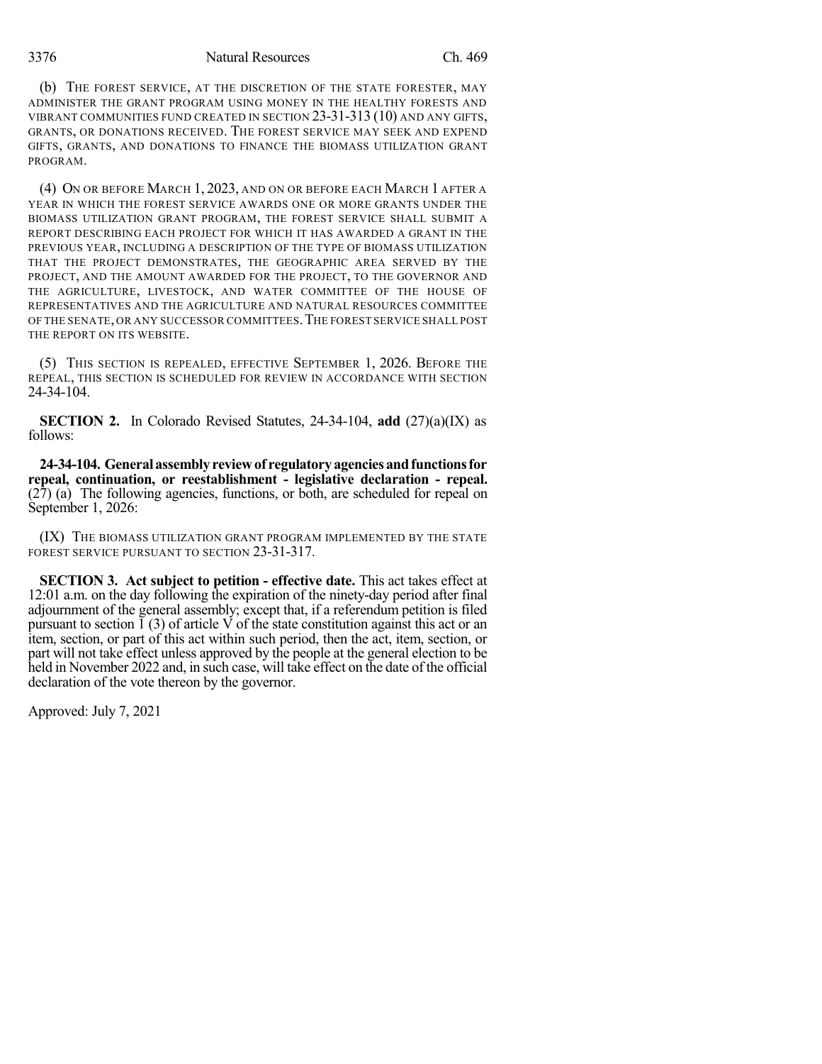(b) THE FOREST SERVICE, AT THE DISCRETION OF THE STATE FORESTER, MAY ADMINISTER THE GRANT PROGRAM USING MONEY IN THE HEALTHY FORESTS AND VIBRANT COMMUNITIES FUND CREATED IN SECTION 23-31-313 (10) AND ANY GIFTS, GRANTS, OR DONATIONS RECEIVED. THE FOREST SERVICE MAY SEEK AND EXPEND GIFTS, GRANTS, AND DONATIONS TO FINANCE THE BIOMASS UTILIZATION GRANT PROGRAM.

(4) ON OR BEFORE MARCH 1, 2023, AND ON OR BEFORE EACH MARCH 1 AFTER A YEAR IN WHICH THE FOREST SERVICE AWARDS ONE OR MORE GRANTS UNDER THE BIOMASS UTILIZATION GRANT PROGRAM, THE FOREST SERVICE SHALL SUBMIT A REPORT DESCRIBING EACH PROJECT FOR WHICH IT HAS AWARDED A GRANT IN THE PREVIOUS YEAR, INCLUDING A DESCRIPTION OF THE TYPE OF BIOMASS UTILIZATION THAT THE PROJECT DEMONSTRATES, THE GEOGRAPHIC AREA SERVED BY THE PROJECT, AND THE AMOUNT AWARDED FOR THE PROJECT, TO THE GOVERNOR AND THE AGRICULTURE, LIVESTOCK, AND WATER COMMITTEE OF THE HOUSE OF REPRESENTATIVES AND THE AGRICULTURE AND NATURAL RESOURCES COMMITTEE OF THE SENATE, OR ANY SUCCESSOR COMMITTEES. THE FOREST SERVICE SHALL POST THE REPORT ON ITS WEBSITE.

(5) THIS SECTION IS REPEALED, EFFECTIVE SEPTEMBER 1, 2026. BEFORE THE REPEAL, THIS SECTION IS SCHEDULED FOR REVIEW IN ACCORDANCE WITH SECTION 24-34-104.

**SECTION 2.** In Colorado Revised Statutes, 24-34-104, **add** (27)(a)(IX) as follows:

**24-34-104. General assembly review of regulatory agencies and functions for repeal, continuation, or reestablishment - legislative declaration - repeal.** (27) (a) The following agencies, functions, or both, are scheduled for repeal on September 1, 2026:

(IX) THE BIOMASS UTILIZATION GRANT PROGRAM IMPLEMENTED BY THE STATE FOREST SERVICE PURSUANT TO SECTION 23-31-317.

**SECTION 3. Act subject to petition - effective date.** This act takes effect at 12:01 a.m. on the day following the expiration of the ninety-day period after final adjournment of the general assembly; except that, if a referendum petition is filed pursuant to section 1 (3) of article V of the state constitution against this act or an item, section, or part of this act within such period, then the act, item, section, or part will not take effect unless approved by the people at the general election to be held in November 2022 and, in such case, will take effect on the date of the official declaration of the vote thereon by the governor.

Approved: July 7, 2021